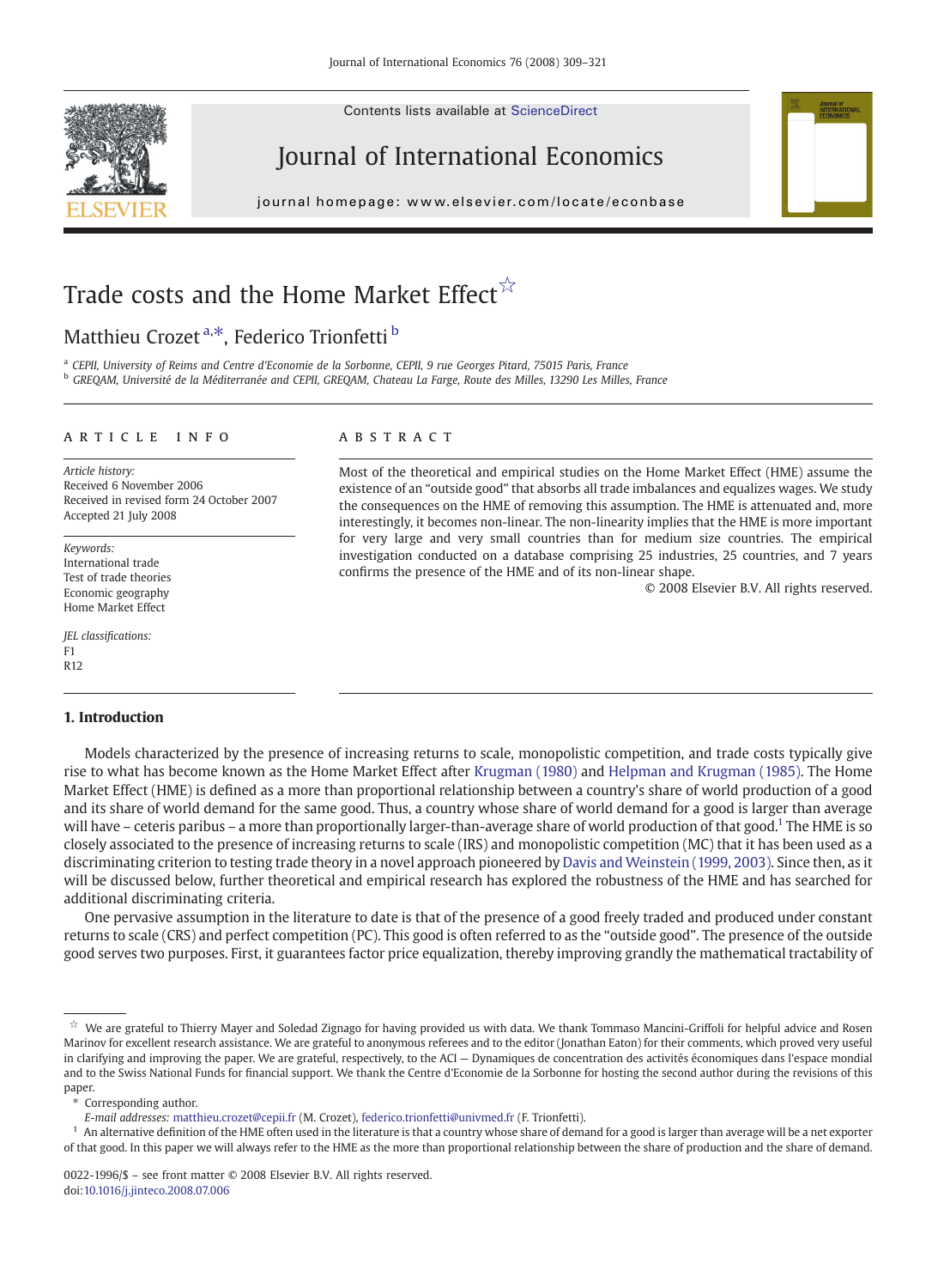# Trade costs and the Home Market Effect[☆]

Matthieu Crozet [a,*], Federico Trionfetti [b]

[a] CEPII, University of Reims and Centre d'Economie de la Sorbonne, CEPII, 9 rue Georges Pitard, 75015 Paris, France
[b] GREQAM, Université de la Méditerranée and CEPII, GREQAM, Chateau La Farge, Route des Milles, 13290 Les Milles, France

## ARTICLE INFO

*Article history:*
Received 6 November 2006
Received in revised form 24 October 2007
Accepted 21 July 2008

*Keywords:*
International trade
Test of trade theories
Economic geography
Home Market Effect

*JEL classifications:*
F1
R12

## ABSTRACT

Most of the theoretical and empirical studies on the Home Market Effect (HME) assume the existence of an "outside good" that absorbs all trade imbalances and equalizes wages. We study the consequences on the HME of removing this assumption. The HME is attenuated and, more interestingly, it becomes non-linear. The non-linearity implies that the HME is more important for very large and very small countries than for medium size countries. The empirical investigation conducted on a database comprising 25 industries, 25 countries, and 7 years confirms the presence of the HME and of its non-linear shape.

© 2008 Elsevier B.V. All rights reserved.

## 1. Introduction

Models characterized by the presence of increasing returns to scale, monopolistic competition, and trade costs typically give rise to what has become known as the Home Market Effect after Krugman (1980) and Helpman and Krugman (1985). The Home Market Effect (HME) is defined as a more than proportional relationship between a country's share of world production of a good and its share of world demand for the same good. Thus, a country whose share of world demand for a good is larger than average will have – ceteris paribus – a more than proportionally larger-than-average share of world production of that good.[1] The HME is so closely associated to the presence of increasing returns to scale (IRS) and monopolistic competition (MC) that it has been used as a discriminating criterion to testing trade theory in a novel approach pioneered by Davis and Weinstein (1999, 2003). Since then, as it will be discussed below, further theoretical and empirical research has explored the robustness of the HME and has searched for additional discriminating criteria.

One pervasive assumption in the literature to date is that of the presence of a good freely traded and produced under constant returns to scale (CRS) and perfect competition (PC). This good is often referred to as the "outside good". The presence of the outside good serves two purposes. First, it guarantees factor price equalization, thereby improving grandly the mathematical tractability of

---

☆ We are grateful to Thierry Mayer and Soledad Zignago for having provided us with data. We thank Tommaso Mancini-Griffoli for helpful advice and Rosen Marinov for excellent research assistance. We are grateful to anonymous referees and to the editor (Jonathan Eaton) for their comments, which proved very useful in clarifying and improving the paper. We are grateful, respectively, to the ACI — Dynamiques de concentration des activités économiques dans l'espace mondial and to the Swiss National Funds for financial support. We thank the Centre d'Economie de la Sorbonne for hosting the second author during the revisions of this paper.

\* Corresponding author.
*E-mail addresses:* matthieu.crozet@cepii.fr (M. Crozet), federico.trionfetti@univmed.fr (F. Trionfetti).

[1] An alternative definition of the HME often used in the literature is that a country whose share of demand for a good is larger than average will be a net exporter of that good. In this paper we will always refer to the HME as the more than proportional relationship between the share of production and the share of demand.

0022-1996/$ – see front matter © 2008 Elsevier B.V. All rights reserved.
doi:10.1016/j.jinteco.2008.07.006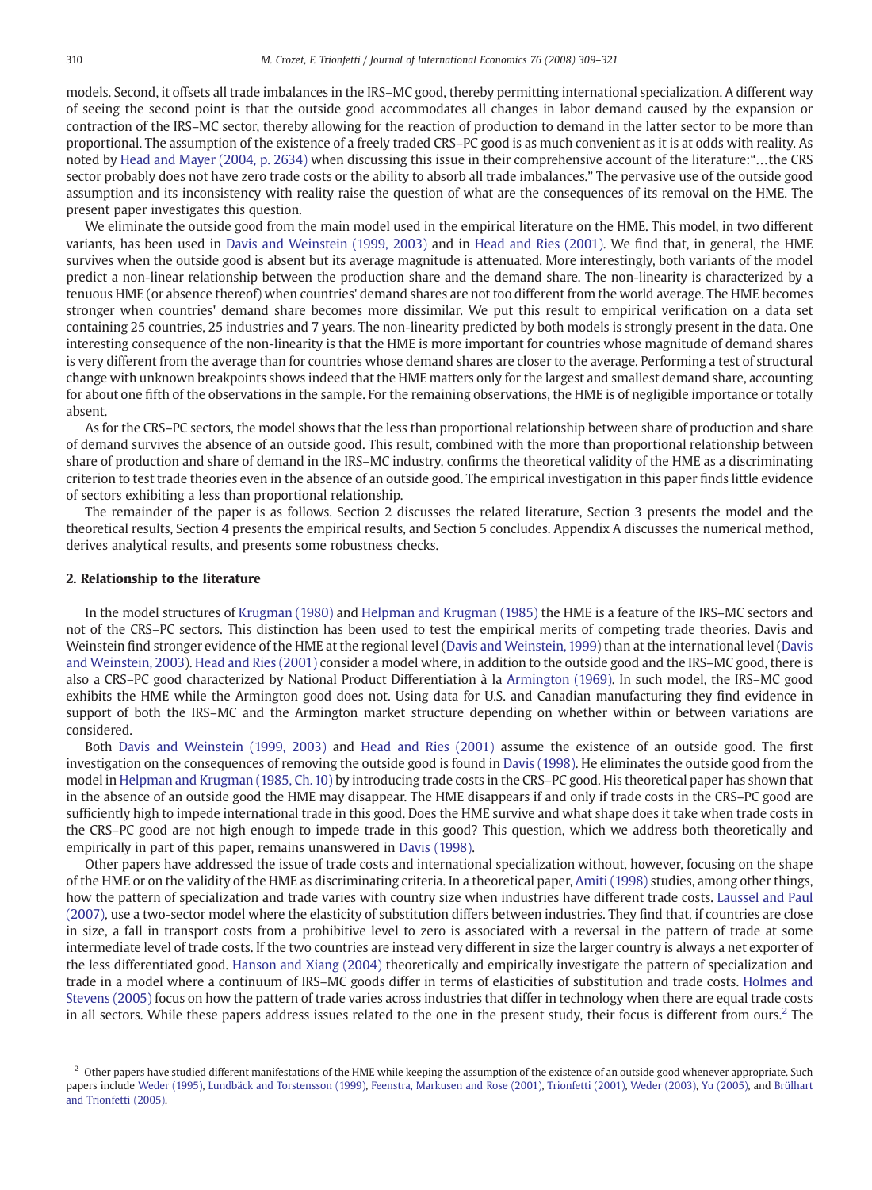models. Second, it offsets all trade imbalances in the IRS–MC good, thereby permitting international specialization. A different way of seeing the second point is that the outside good accommodates all changes in labor demand caused by the expansion or contraction of the IRS–MC sector, thereby allowing for the reaction of production to demand in the latter sector to be more than proportional. The assumption of the existence of a freely traded CRS–PC good is as much convenient as it is at odds with reality. As noted by Head and Mayer (2004, p. 2634) when discussing this issue in their comprehensive account of the literature:"…the CRS sector probably does not have zero trade costs or the ability to absorb all trade imbalances." The pervasive use of the outside good assumption and its inconsistency with reality raise the question of what are the consequences of its removal on the HME. The present paper investigates this question.

We eliminate the outside good from the main model used in the empirical literature on the HME. This model, in two different variants, has been used in Davis and Weinstein (1999, 2003) and in Head and Ries (2001). We find that, in general, the HME survives when the outside good is absent but its average magnitude is attenuated. More interestingly, both variants of the model predict a non-linear relationship between the production share and the demand share. The non-linearity is characterized by a tenuous HME (or absence thereof) when countries' demand shares are not too different from the world average. The HME becomes stronger when countries' demand share becomes more dissimilar. We put this result to empirical verification on a data set containing 25 countries, 25 industries and 7 years. The non-linearity predicted by both models is strongly present in the data. One interesting consequence of the non-linearity is that the HME is more important for countries whose magnitude of demand shares is very different from the average than for countries whose demand shares are closer to the average. Performing a test of structural change with unknown breakpoints shows indeed that the HME matters only for the largest and smallest demand share, accounting for about one fifth of the observations in the sample. For the remaining observations, the HME is of negligible importance or totally absent.

As for the CRS–PC sectors, the model shows that the less than proportional relationship between share of production and share of demand survives the absence of an outside good. This result, combined with the more than proportional relationship between share of production and share of demand in the IRS–MC industry, confirms the theoretical validity of the HME as a discriminating criterion to test trade theories even in the absence of an outside good. The empirical investigation in this paper finds little evidence of sectors exhibiting a less than proportional relationship.

The remainder of the paper is as follows. Section 2 discusses the related literature, Section 3 presents the model and the theoretical results, Section 4 presents the empirical results, and Section 5 concludes. Appendix A discusses the numerical method, derives analytical results, and presents some robustness checks.

## 2. Relationship to the literature

In the model structures of Krugman (1980) and Helpman and Krugman (1985) the HME is a feature of the IRS–MC sectors and not of the CRS–PC sectors. This distinction has been used to test the empirical merits of competing trade theories. Davis and Weinstein find stronger evidence of the HME at the regional level (Davis and Weinstein, 1999) than at the international level (Davis and Weinstein, 2003). Head and Ries (2001) consider a model where, in addition to the outside good and the IRS–MC good, there is also a CRS–PC good characterized by National Product Differentiation à la Armington (1969). In such model, the IRS–MC good exhibits the HME while the Armington good does not. Using data for U.S. and Canadian manufacturing they find evidence in support of both the IRS–MC and the Armington market structure depending on whether within or between variations are considered.

Both Davis and Weinstein (1999, 2003) and Head and Ries (2001) assume the existence of an outside good. The first investigation on the consequences of removing the outside good is found in Davis (1998). He eliminates the outside good from the model in Helpman and Krugman (1985, Ch. 10) by introducing trade costs in the CRS–PC good. His theoretical paper has shown that in the absence of an outside good the HME may disappear. The HME disappears if and only if trade costs in the CRS–PC good are sufficiently high to impede international trade in this good. Does the HME survive and what shape does it take when trade costs in the CRS–PC good are not high enough to impede trade in this good? This question, which we address both theoretically and empirically in part of this paper, remains unanswered in Davis (1998).

Other papers have addressed the issue of trade costs and international specialization without, however, focusing on the shape of the HME or on the validity of the HME as discriminating criteria. In a theoretical paper, Amiti (1998) studies, among other things, how the pattern of specialization and trade varies with country size when industries have different trade costs. Laussel and Paul (2007), use a two-sector model where the elasticity of substitution differs between industries. They find that, if countries are close in size, a fall in transport costs from a prohibitive level to zero is associated with a reversal in the pattern of trade at some intermediate level of trade costs. If the two countries are instead very different in size the larger country is always a net exporter of the less differentiated good. Hanson and Xiang (2004) theoretically and empirically investigate the pattern of specialization and trade in a model where a continuum of IRS–MC goods differ in terms of elasticities of substitution and trade costs. Holmes and Stevens (2005) focus on how the pattern of trade varies across industries that differ in technology when there are equal trade costs in all sectors. While these papers address issues related to the one in the present study, their focus is different from ours.[2] The

---

[2] Other papers have studied different manifestations of the HME while keeping the assumption of the existence of an outside good whenever appropriate. Such papers include Weder (1995), Lundbäck and Torstensson (1999), Feenstra, Markusen and Rose (2001), Trionfetti (2001), Weder (2003), Yu (2005), and Brülhart and Trionfetti (2005).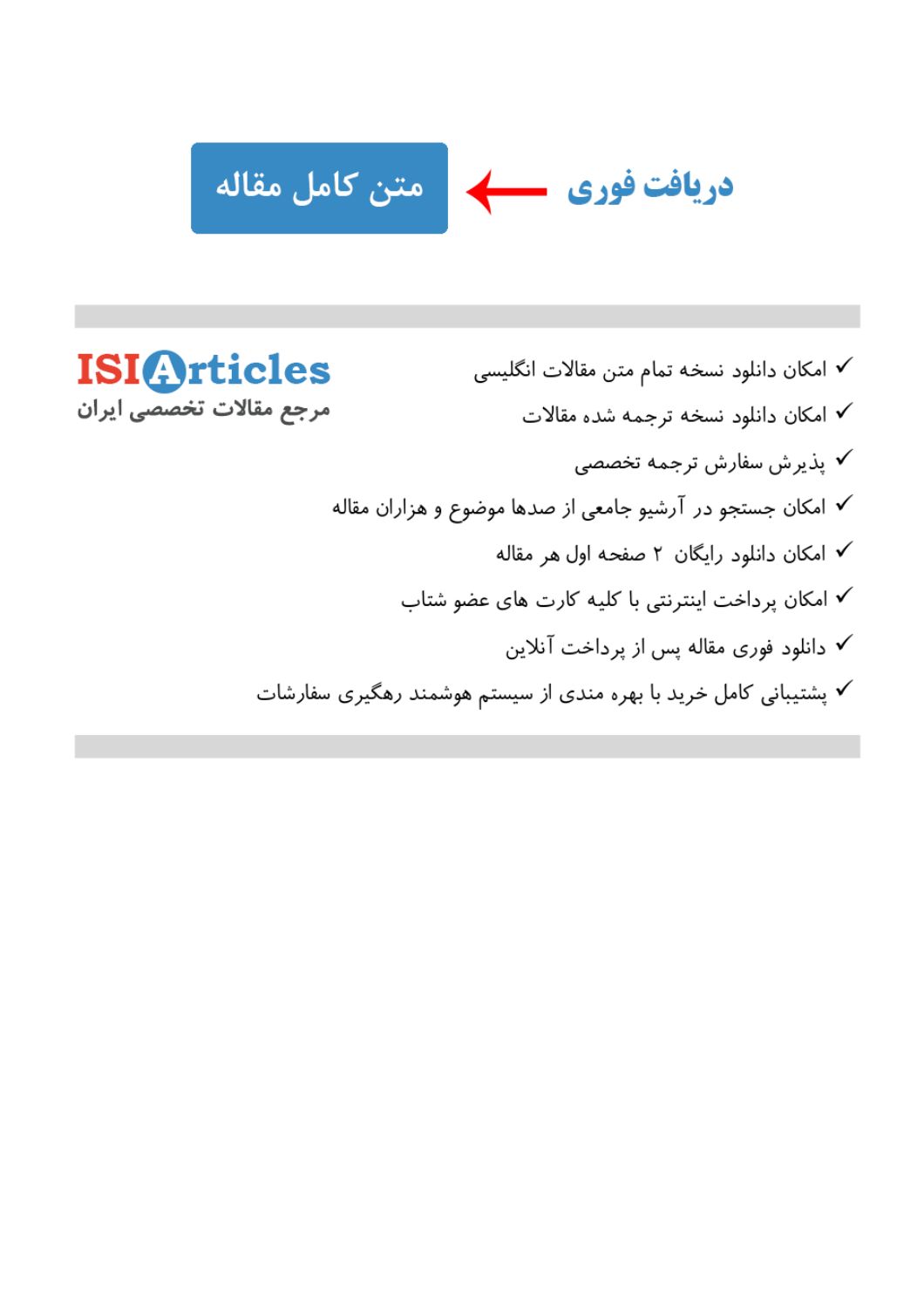دریافت فوری ← **متن کامل مقاله**

**ISIArticles**
مرجع مقالات تخصصی ایران

- ✓ امکان دانلود نسخه تمام متن مقالات انگلیسی
- ✓ امکان دانلود نسخه ترجمه شده مقالات
- ✓ پذیرش سفارش ترجمه تخصصی
- ✓ امکان جستجو در آرشیو جامعی از صدها موضوع و هزاران مقاله
- ✓ امکان دانلود رایگان ۲ صفحه اول هر مقاله
- ✓ امکان پرداخت اینترنتی با کلیه کارت های عضو شتاب
- ✓ دانلود فوری مقاله پس از پرداخت آنلاین
- ✓ پشتیبانی کامل خرید با بهره مندی از سیستم هوشمند رهگیری سفارشات